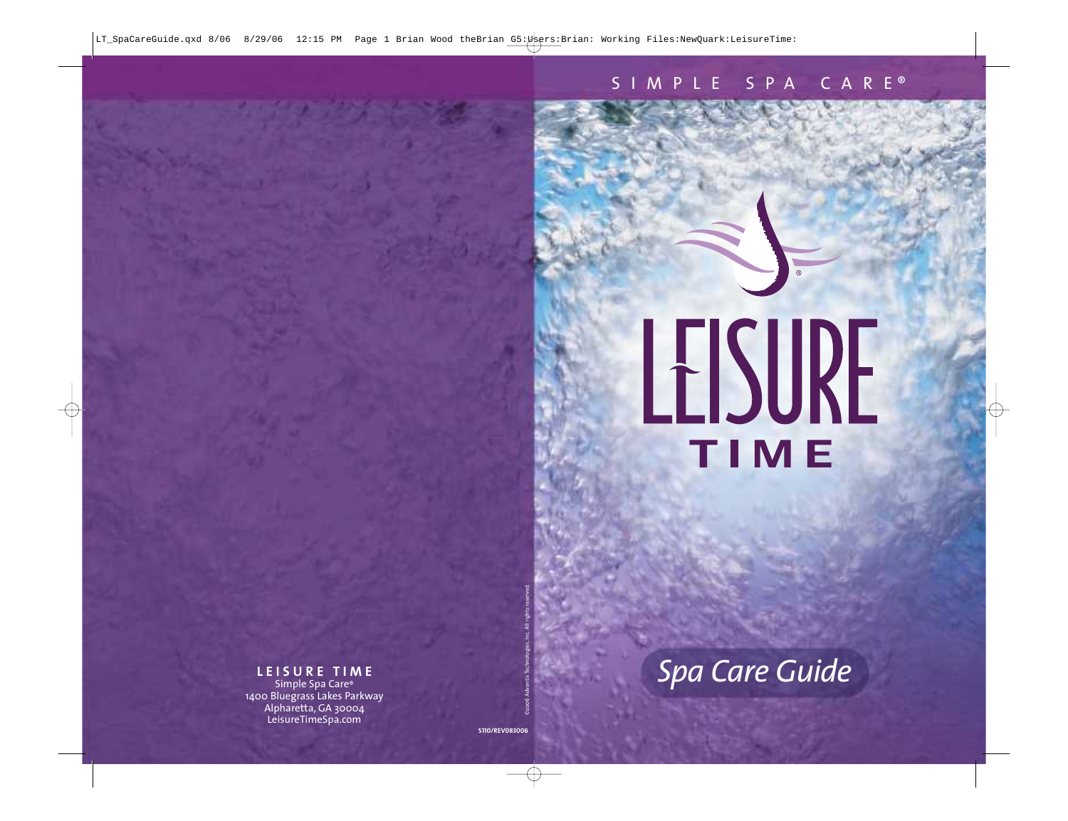SIMPLE SPA CARE®

# LEISURE TIME

## Spa Care Guide

**LEISURE TIME**
Simple Spa Care®
1400 Bluegrass Lakes Parkway
Alpharetta, GA 30004
LeisureTimeSpa.com

©2006 Advantis Technologies, Inc. All rights reserved

S110/REV083006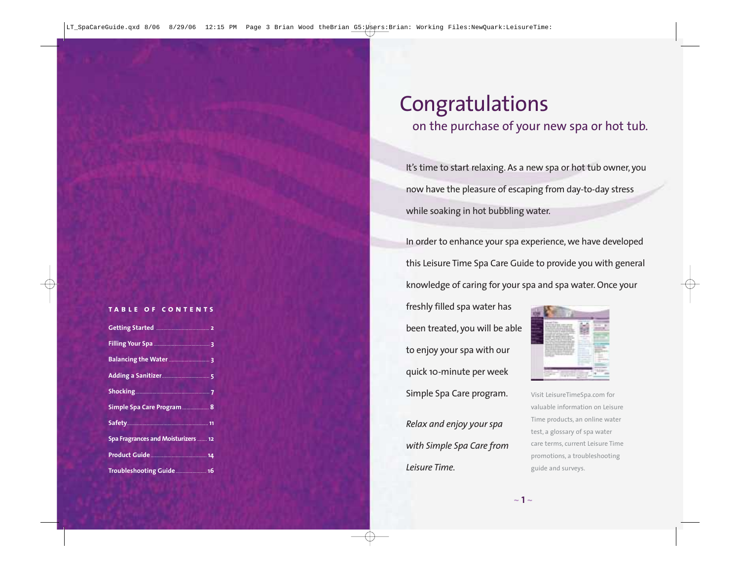**TABLE OF CONTENTS**

| | |
|---|---|
| Getting Started | 2 |
| Filling Your Spa | 3 |
| Balancing the Water | 3 |
| Adding a Sanitizer | 5 |
| Shocking | 7 |
| Simple Spa Care Program | 8 |
| Safety | 11 |
| Spa Fragrances and Moisturizers | 12 |
| Product Guide | 14 |
| Troubleshooting Guide | 16 |

# Congratulations

## on the purchase of your new spa or hot tub.

It's time to start relaxing. As a new spa or hot tub owner, you now have the pleasure of escaping from day-to-day stress while soaking in hot bubbling water.

In order to enhance your spa experience, we have developed this Leisure Time Spa Care Guide to provide you with general knowledge of caring for your spa and spa water. Once your freshly filled spa water has been treated, you will be able to enjoy your spa with our quick 10-minute per week Simple Spa Care program.

*Relax and enjoy your spa with Simple Spa Care from Leisure Time.*

Visit LeisureTimeSpa.com for valuable information on Leisure Time products, an online water test, a glossary of spa water care terms, current Leisure Time promotions, a troubleshooting guide and surveys.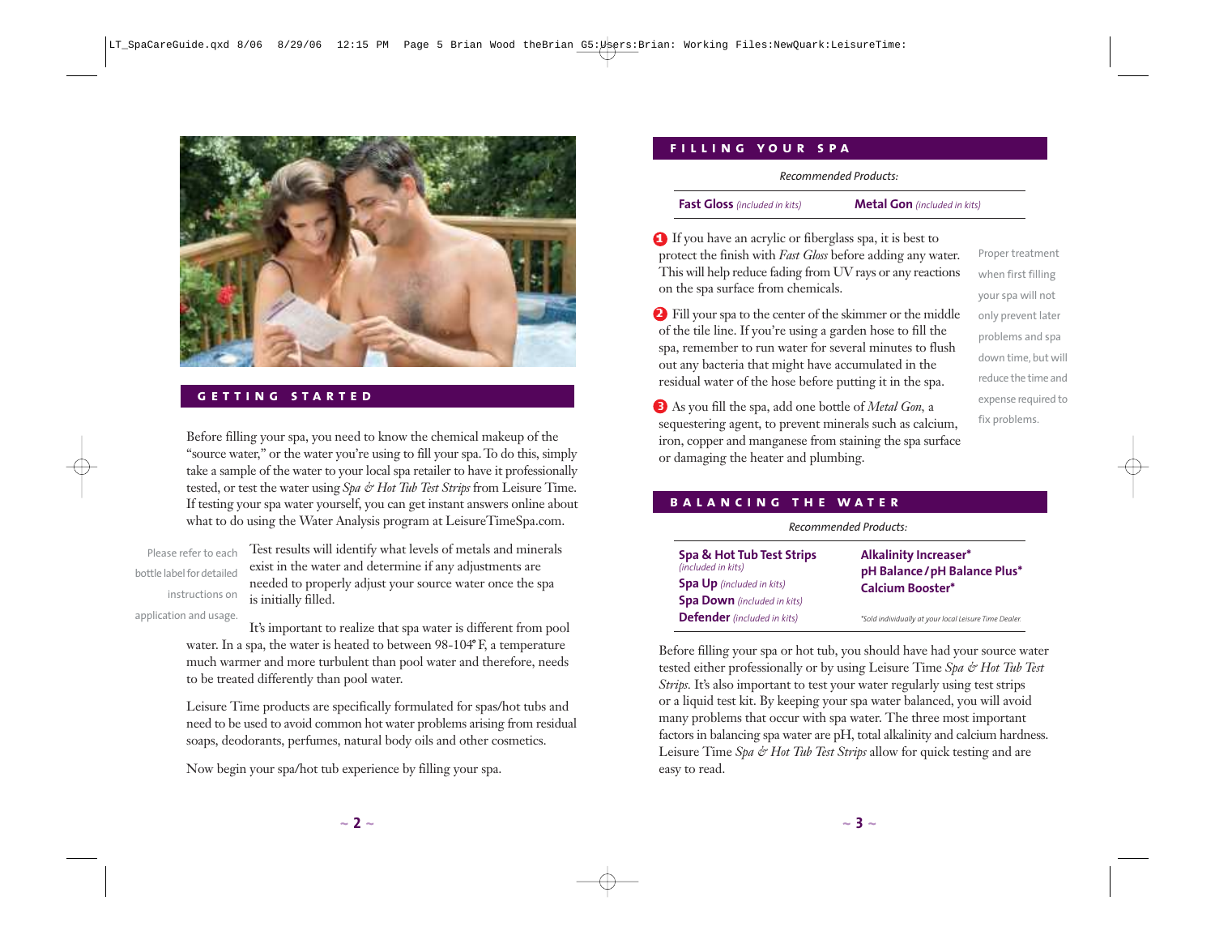## GETTING STARTED

Before filling your spa, you need to know the chemical makeup of the "source water," or the water you're using to fill your spa. To do this, simply take a sample of the water to your local spa retailer to have it professionally tested, or test the water using *Spa & Hot Tub Test Strips* from Leisure Time. If testing your spa water yourself, you can get instant answers online about what to do using the Water Analysis program at LeisureTimeSpa.com.

Please refer to each bottle label for detailed instructions on application and usage.

Test results will identify what levels of metals and minerals exist in the water and determine if any adjustments are needed to properly adjust your source water once the spa is initially filled.

It's important to realize that spa water is different from pool water. In a spa, the water is heated to between 98-104° F, a temperature much warmer and more turbulent than pool water and therefore, needs to be treated differently than pool water.

Leisure Time products are specifically formulated for spas/hot tubs and need to be used to avoid common hot water problems arising from residual soaps, deodorants, perfumes, natural body oils and other cosmetics.

Now begin your spa/hot tub experience by filling your spa.

## FILLING YOUR SPA

*Recommended Products:*

**Fast Gloss** *(included in kits)* **Metal Gon** *(included in kits)*

1. If you have an acrylic or fiberglass spa, it is best to protect the finish with *Fast Gloss* before adding any water. This will help reduce fading from UV rays or any reactions on the spa surface from chemicals.
2. Fill your spa to the center of the skimmer or the middle of the tile line. If you're using a garden hose to fill the spa, remember to run water for several minutes to flush out any bacteria that might have accumulated in the residual water of the hose before putting it in the spa.
3. As you fill the spa, add one bottle of *Metal Gon*, a sequestering agent, to prevent minerals such as calcium, iron, copper and manganese from staining the spa surface or damaging the heater and plumbing.

Proper treatment when first filling your spa will not only prevent later problems and spa down time, but will reduce the time and expense required to fix problems.

## BALANCING THE WATER

*Recommended Products:*

| | |
|---|---|
| **Spa & Hot Tub Test Strips** *(included in kits)* | **Alkalinity Increaser*** |
| **Spa Up** *(included in kits)* | **pH Balance / pH Balance Plus*** |
| **Spa Down** *(included in kits)* | **Calcium Booster*** |
| **Defender** *(included in kits)* | *\*Sold individually at your local Leisure Time Dealer.* |

Before filling your spa or hot tub, you should have had your source water tested either professionally or by using Leisure Time *Spa & Hot Tub Test Strips*. It's also important to test your water regularly using test strips or a liquid test kit. By keeping your spa water balanced, you will avoid many problems that occur with spa water. The three most important factors in balancing spa water are pH, total alkalinity and calcium hardness. Leisure Time *Spa & Hot Tub Test Strips* allow for quick testing and are easy to read.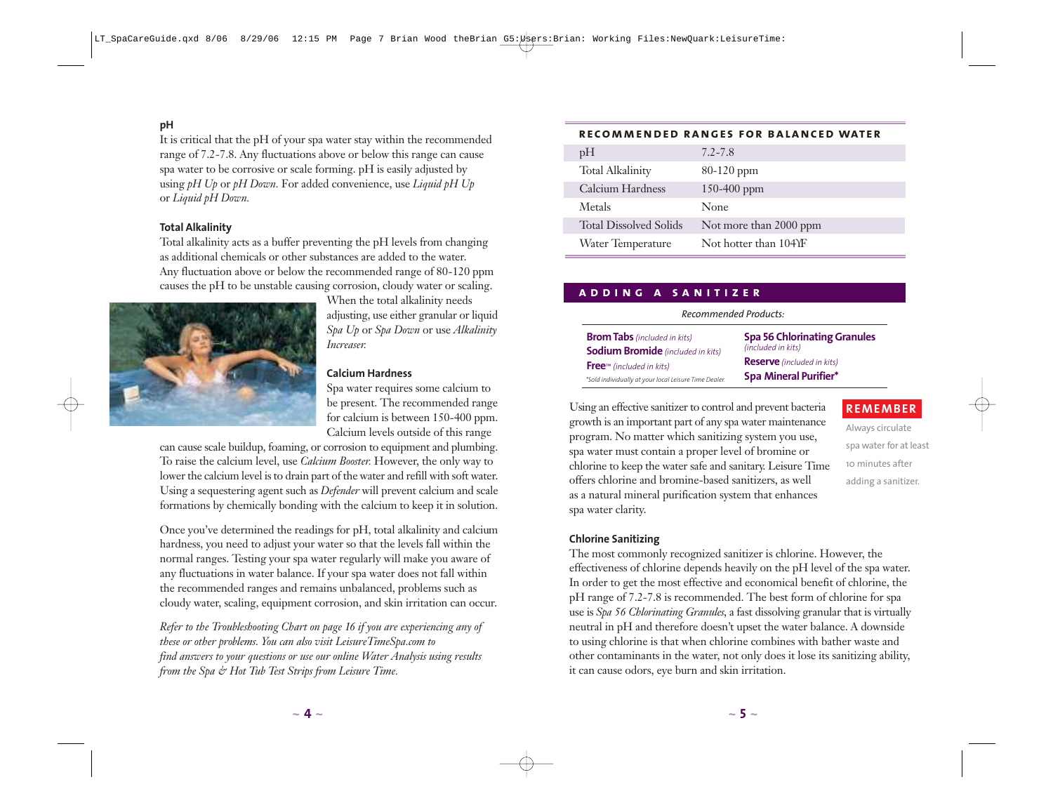## pH

It is critical that the pH of your spa water stay within the recommended range of 7.2-7.8. Any fluctuations above or below this range can cause spa water to be corrosive or scale forming. pH is easily adjusted by using *pH Up* or *pH Down.* For added convenience, use *Liquid pH Up* or *Liquid pH Down.*

## Total Alkalinity

Total alkalinity acts as a buffer preventing the pH levels from changing as additional chemicals or other substances are added to the water. Any fluctuation above or below the recommended range of 80-120 ppm causes the pH to be unstable causing corrosion, cloudy water or scaling. When the total alkalinity needs adjusting, use either granular or liquid *Spa Up* or *Spa Down* or use *Alkalinity Increaser.*

## Calcium Hardness

Spa water requires some calcium to be present. The recommended range for calcium is between 150-400 ppm. Calcium levels outside of this range can cause scale buildup, foaming, or corrosion to equipment and plumbing. To raise the calcium level, use *Calcium Booster.* However, the only way to lower the calcium level is to drain part of the water and refill with soft water. Using a sequestering agent such as *Defender* will prevent calcium and scale formations by chemically bonding with the calcium to keep it in solution.

Once you've determined the readings for pH, total alkalinity and calcium hardness, you need to adjust your water so that the levels fall within the normal ranges. Testing your spa water regularly will make you aware of any fluctuations in water balance. If your spa water does not fall within the recommended ranges and remains unbalanced, problems such as cloudy water, scaling, equipment corrosion, and skin irritation can occur.

*Refer to the Troubleshooting Chart on page 16 if you are experiencing any of these or other problems. You can also visit LeisureTimeSpa.com to find answers to your questions or use our online Water Analysis using results from the Spa & Hot Tub Test Strips from Leisure Time.*

## RECOMMENDED RANGES FOR BALANCED WATER

| | |
|---|---|
| pH | 7.2-7.8 |
| Total Alkalinity | 80-120 ppm |
| Calcium Hardness | 150-400 ppm |
| Metals | None |
| Total Dissolved Solids | Not more than 2000 ppm |
| Water Temperature | Not hotter than 104°F |

## ADDING A SANITIZER

*Recommended Products:*

- **Brom Tabs** *(included in kits)*
- **Sodium Bromide** *(included in kits)*
- **Free**™ *(included in kits)*
- **Spa 56 Chlorinating Granules** *(included in kits)*
- **Reserve** *(included in kits)*
- **Spa Mineral Purifier***

**Sold individually at your local Leisure Time Dealer.*

**REMEMBER**

Always circulate spa water for at least 10 minutes after adding a sanitizer.

Using an effective sanitizer to control and prevent bacteria growth is an important part of any spa water maintenance program. No matter which sanitizing system you use, spa water must contain a proper level of bromine or chlorine to keep the water safe and sanitary. Leisure Time offers chlorine and bromine-based sanitizers, as well as a natural mineral purification system that enhances spa water clarity.

### Chlorine Sanitizing

The most commonly recognized sanitizer is chlorine. However, the effectiveness of chlorine depends heavily on the pH level of the spa water. In order to get the most effective and economical benefit of chlorine, the pH range of 7.2-7.8 is recommended. The best form of chlorine for spa use is *Spa 56 Chlorinating Granules*, a fast dissolving granular that is virtually neutral in pH and therefore doesn't upset the water balance. A downside to using chlorine is that when chlorine combines with bather waste and other contaminants in the water, not only does it lose its sanitizing ability, it can cause odors, eye burn and skin irritation.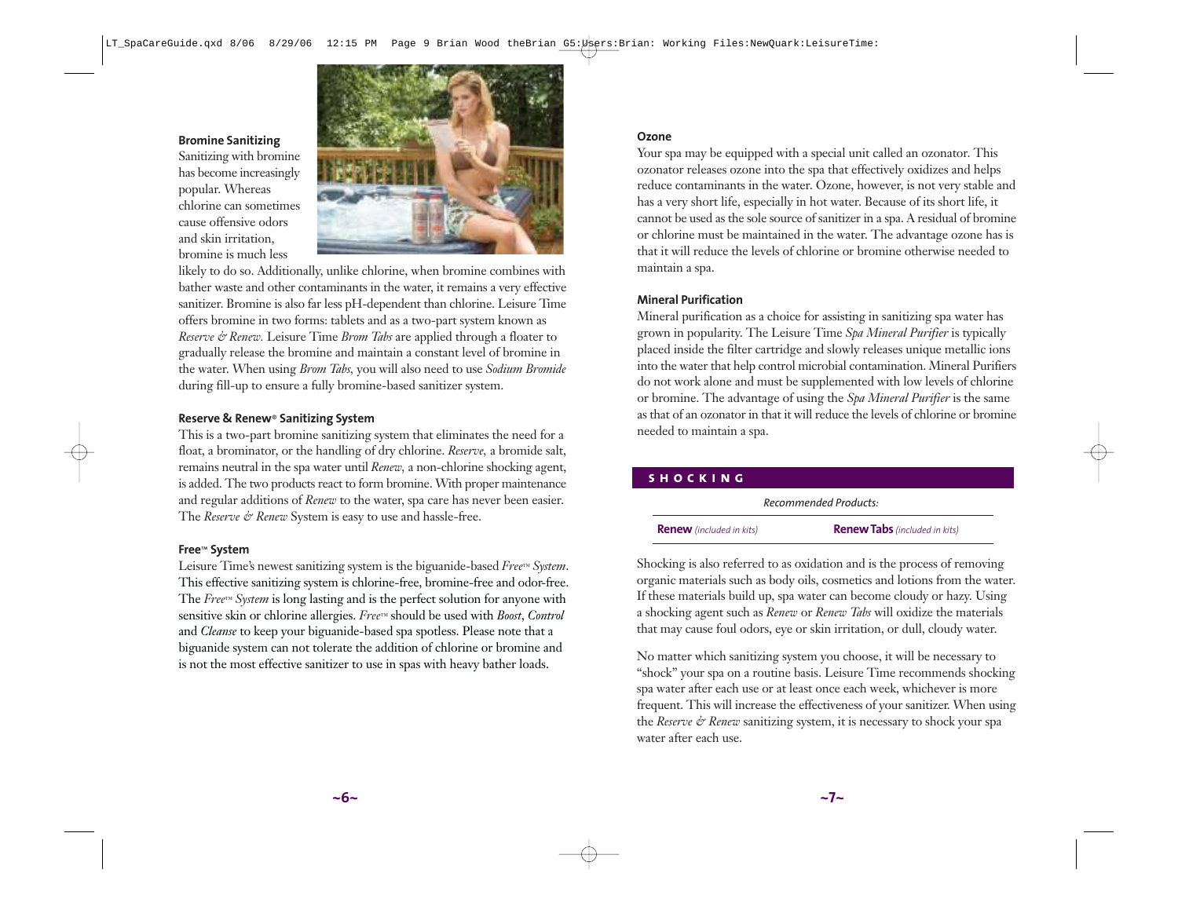### Bromine Sanitizing

Sanitizing with bromine has become increasingly popular. Whereas chlorine can sometimes cause offensive odors and skin irritation, bromine is much less likely to do so. Additionally, unlike chlorine, when bromine combines with bather waste and other contaminants in the water, it remains a very effective sanitizer. Bromine is also far less pH-dependent than chlorine. Leisure Time offers bromine in two forms: tablets and as a two-part system known as *Reserve & Renew.* Leisure Time *Brom Tabs* are applied through a floater to gradually release the bromine and maintain a constant level of bromine in the water. When using *Brom Tabs,* you will also need to use *Sodium Bromide* during fill-up to ensure a fully bromine-based sanitizer system.

### Reserve & Renew® Sanitizing System

This is a two-part bromine sanitizing system that eliminates the need for a float, a brominator, or the handling of dry chlorine. *Reserve,* a bromide salt, remains neutral in the spa water until *Renew,* a non-chlorine shocking agent, is added. The two products react to form bromine. With proper maintenance and regular additions of *Renew* to the water, spa care has never been easier. The *Reserve & Renew* System is easy to use and hassle-free.

### Free™ System

Leisure Time's newest sanitizing system is the biguanide-based *Free™ System*. This effective sanitizing system is chlorine-free, bromine-free and odor-free. The *Free™ System* is long lasting and is the perfect solution for anyone with sensitive skin or chlorine allergies. *Free™* should be used with *Boost*, *Control* and *Cleanse* to keep your biguanide-based spa spotless. Please note that a biguanide system can not tolerate the addition of chlorine or bromine and is not the most effective sanitizer to use in spas with heavy bather loads.

### Ozone

Your spa may be equipped with a special unit called an ozonator. This ozonator releases ozone into the spa that effectively oxidizes and helps reduce contaminants in the water. Ozone, however, is not very stable and has a very short life, especially in hot water. Because of its short life, it cannot be used as the sole source of sanitizer in a spa. A residual of bromine or chlorine must be maintained in the water. The advantage ozone has is that it will reduce the levels of chlorine or bromine otherwise needed to maintain a spa.

### Mineral Purification

Mineral purification as a choice for assisting in sanitizing spa water has grown in popularity. The Leisure Time *Spa Mineral Purifier* is typically placed inside the filter cartridge and slowly releases unique metallic ions into the water that help control microbial contamination. Mineral Purifiers do not work alone and must be supplemented with low levels of chlorine or bromine. The advantage of using the *Spa Mineral Purifier* is the same as that of an ozonator in that it will reduce the levels of chlorine or bromine needed to maintain a spa.

## SHOCKING

*Recommended Products:*

**Renew** *(included in kits)* **Renew Tabs** *(included in kits)*

Shocking is also referred to as oxidation and is the process of removing organic materials such as body oils, cosmetics and lotions from the water. If these materials build up, spa water can become cloudy or hazy. Using a shocking agent such as *Renew* or *Renew Tabs* will oxidize the materials that may cause foul odors, eye or skin irritation, or dull, cloudy water.

No matter which sanitizing system you choose, it will be necessary to "shock" your spa on a routine basis. Leisure Time recommends shocking spa water after each use or at least once each week, whichever is more frequent. This will increase the effectiveness of your sanitizer. When using the *Reserve & Renew* sanitizing system, it is necessary to shock your spa water after each use.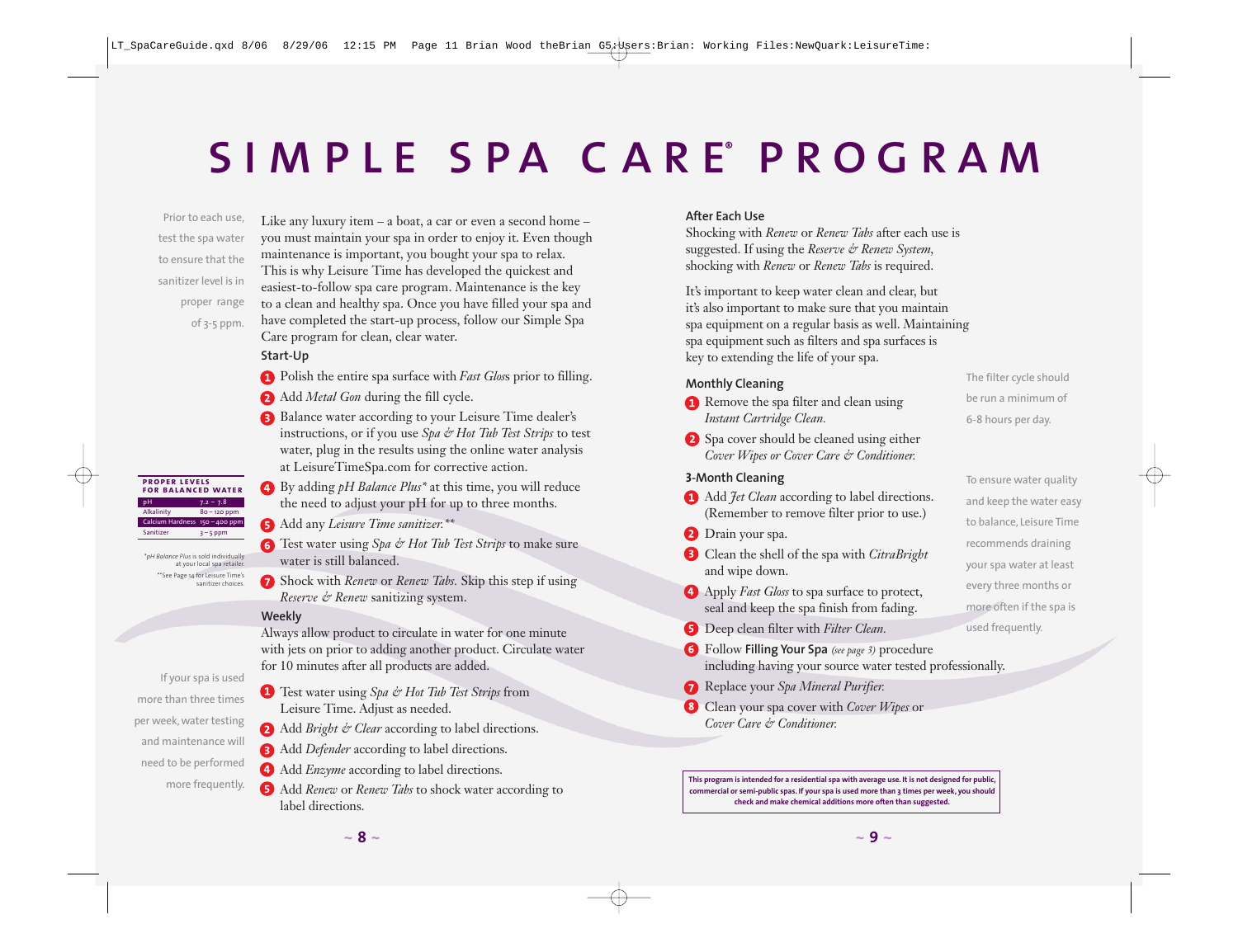# SIMPLE SPA CARE® PROGRAM

Prior to each use, test the spa water to ensure that the sanitizer level is in proper range of 3-5 ppm.

Like any luxury item – a boat, a car or even a second home – you must maintain your spa in order to enjoy it. Even though maintenance is important, you bought your spa to relax. This is why Leisure Time has developed the quickest and easiest-to-follow spa care program. Maintenance is the key to a clean and healthy spa. Once you have filled your spa and have completed the start-up process, follow our Simple Spa Care program for clean, clear water.

### Start-Up

1. Polish the entire spa surface with *Fast Gloss* prior to filling.
2. Add *Metal Gon* during the fill cycle.
3. Balance water according to your Leisure Time dealer's instructions, or if you use *Spa & Hot Tub Test Strips* to test water, plug in the results using the online water analysis at LeisureTimeSpa.com for corrective action.
4. By adding *pH Balance Plus\** at this time, you will reduce the need to adjust your pH for up to three months.
5. Add any *Leisure Time sanitizer.\*\**
6. Test water using *Spa & Hot Tub Test Strips* to make sure water is still balanced.
7. Shock with *Renew* or *Renew Tabs*. Skip this step if using *Reserve & Renew* sanitizing system.

| PROPER LEVELS FOR BALANCED WATER | |
|---|---|
| pH | 7.2 – 7.8 |
| Alkalinity | 80 – 120 ppm |
| Calcium Hardness | 150 – 400 ppm |
| Sanitizer | 3 – 5 ppm |

\**pH Balance Plus* is sold individually at your local spa retailer.
\*\*See Page 14 for Leisure Time's sanitizer choices.

### Weekly

Always allow product to circulate in water for one minute with jets on prior to adding another product. Circulate water for 10 minutes after all products are added.

1. Test water using *Spa & Hot Tub Test Strips* from Leisure Time. Adjust as needed.
2. Add *Bright & Clear* according to label directions.
3. Add *Defender* according to label directions.
4. Add *Enzyme* according to label directions.
5. Add *Renew* or *Renew Tabs* to shock water according to label directions.

If your spa is used more than three times per week, water testing and maintenance will need to be performed more frequently.

### After Each Use

Shocking with *Renew* or *Renew Tabs* after each use is suggested. If using the *Reserve & Renew System*, shocking with *Renew* or *Renew Tabs* is required.

It's important to keep water clean and clear, but it's also important to make sure that you maintain spa equipment on a regular basis as well. Maintaining spa equipment such as filters and spa surfaces is key to extending the life of your spa.

### Monthly Cleaning

1. Remove the spa filter and clean using *Instant Cartridge Clean*.
2. Spa cover should be cleaned using either *Cover Wipes or Cover Care & Conditioner*.

The filter cycle should be run a minimum of 6-8 hours per day.

### 3-Month Cleaning

1. Add *Jet Clean* according to label directions. (Remember to remove filter prior to use.)
2. Drain your spa.
3. Clean the shell of the spa with *CitraBright* and wipe down.
4. Apply *Fast Gloss* to spa surface to protect, seal and keep the spa finish from fading.
5. Deep clean filter with *Filter Clean*.
6. Follow **Filling Your Spa** *(see page 3)* procedure including having your source water tested professionally.
7. Replace your *Spa Mineral Purifier*.
8. Clean your spa cover with *Cover Wipes* or *Cover Care & Conditioner*.

To ensure water quality and keep the water easy to balance, Leisure Time recommends draining your spa water at least every three months or more often if the spa is used frequently.

**This program is intended for a residential spa with average use. It is not designed for public, commercial or semi-public spas. If your spa is used more than 3 times per week, you should check and make chemical additions more often than suggested.**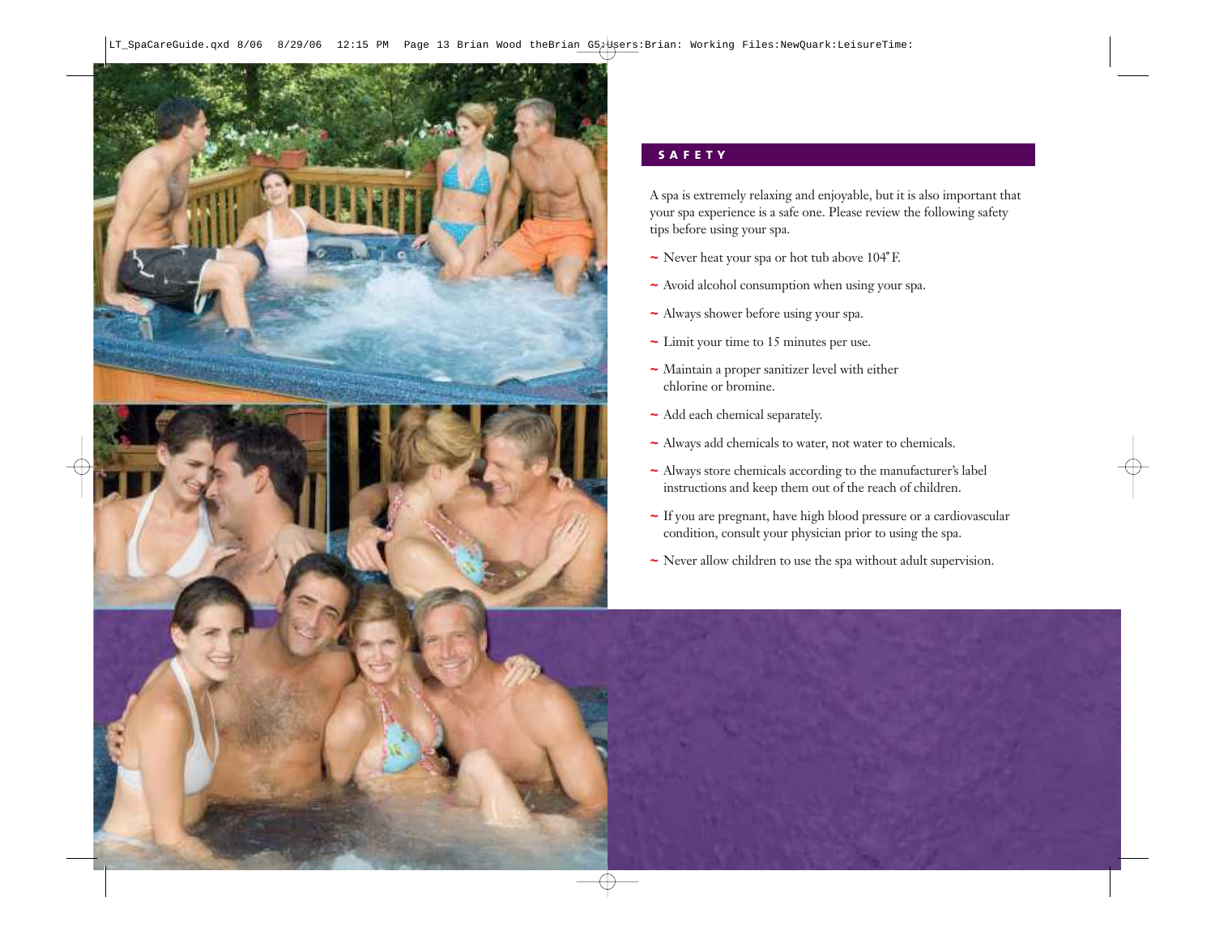## SAFETY

A spa is extremely relaxing and enjoyable, but it is also important that your spa experience is a safe one. Please review the following safety tips before using your spa.

- Never heat your spa or hot tub above 104° F.
- Avoid alcohol consumption when using your spa.
- Always shower before using your spa.
- Limit your time to 15 minutes per use.
- Maintain a proper sanitizer level with either chlorine or bromine.
- Add each chemical separately.
- Always add chemicals to water, not water to chemicals.
- Always store chemicals according to the manufacturer's label instructions and keep them out of the reach of children.
- If you are pregnant, have high blood pressure or a cardiovascular condition, consult your physician prior to using the spa.
- Never allow children to use the spa without adult supervision.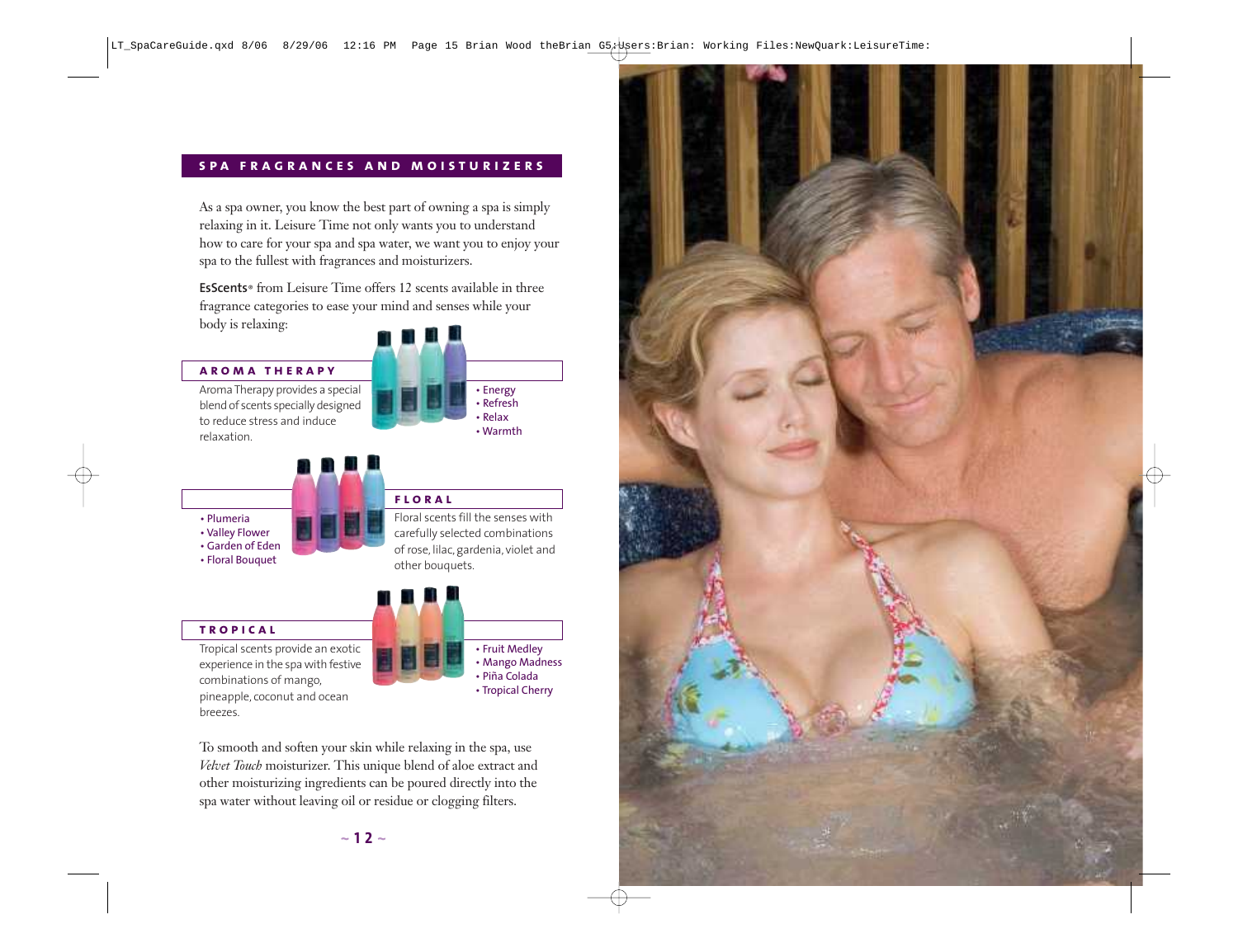## SPA FRAGRANCES AND MOISTURIZERS

As a spa owner, you know the best part of owning a spa is simply relaxing in it. Leisure Time not only wants you to understand how to care for your spa and spa water, we want you to enjoy your spa to the fullest with fragrances and moisturizers.

**EsScents**® from Leisure Time offers 12 scents available in three fragrance categories to ease your mind and senses while your body is relaxing:

### AROMA THERAPY

Aroma Therapy provides a special blend of scents specially designed to reduce stress and induce relaxation.

- Energy
- Refresh
- Relax
- Warmth

### FLORAL

Floral scents fill the senses with carefully selected combinations of rose, lilac, gardenia, violet and other bouquets.

- Plumeria
- Valley Flower
- Garden of Eden
- Floral Bouquet

### TROPICAL

Tropical scents provide an exotic experience in the spa with festive combinations of mango, pineapple, coconut and ocean breezes.

- Fruit Medley
- Mango Madness
- Piña Colada
- Tropical Cherry

To smooth and soften your skin while relaxing in the spa, use *Velvet Touch* moisturizer. This unique blend of aloe extract and other moisturizing ingredients can be poured directly into the spa water without leaving oil or residue or clogging filters.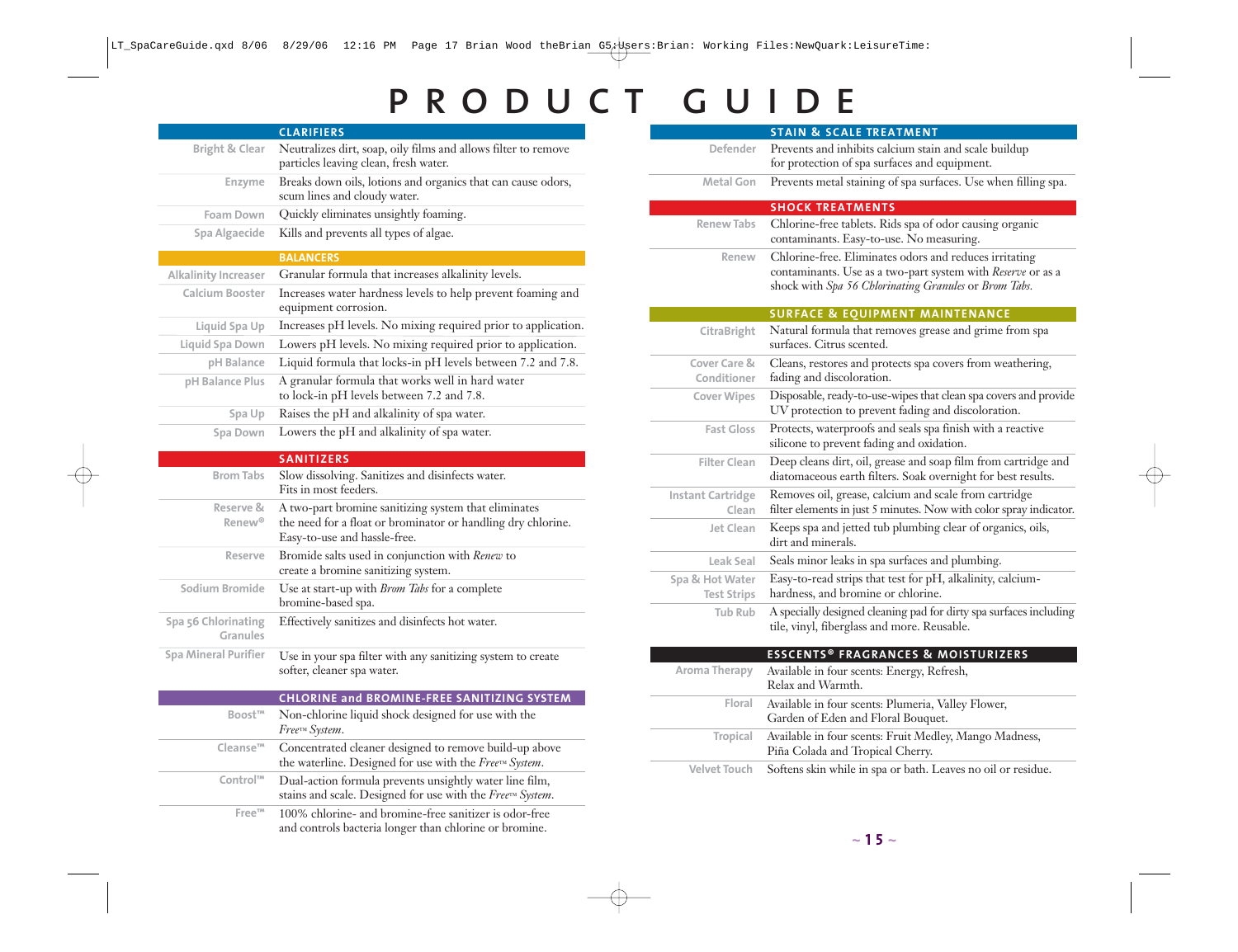# PRODUCT GUIDE

## CLARIFIERS

| Product | Description |
|---|---|
| Bright & Clear | Neutralizes dirt, soap, oily films and allows filter to remove particles leaving clean, fresh water. |
| Enzyme | Breaks down oils, lotions and organics that can cause odors, scum lines and cloudy water. |
| Foam Down | Quickly eliminates unsightly foaming. |
| Spa Algaecide | Kills and prevents all types of algae. |

## BALANCERS

| Product | Description |
|---|---|
| Alkalinity Increaser | Granular formula that increases alkalinity levels. |
| Calcium Booster | Increases water hardness levels to help prevent foaming and equipment corrosion. |
| Liquid Spa Up | Increases pH levels. No mixing required prior to application. |
| Liquid Spa Down | Lowers pH levels. No mixing required prior to application. |
| pH Balance | Liquid formula that locks-in pH levels between 7.2 and 7.8. |
| pH Balance Plus | A granular formula that works well in hard water to lock-in pH levels between 7.2 and 7.8. |
| Spa Up | Raises the pH and alkalinity of spa water. |
| Spa Down | Lowers the pH and alkalinity of spa water. |

## SANITIZERS

| Product | Description |
|---|---|
| Brom Tabs | Slow dissolving. Sanitizes and disinfects water. Fits in most feeders. |
| Reserve & Renew® | A two-part bromine sanitizing system that eliminates the need for a float or brominator or handling dry chlorine. Easy-to-use and hassle-free. |
| Reserve | Bromide salts used in conjunction with *Renew* to create a bromine sanitizing system. |
| Sodium Bromide | Use at start-up with *Brom Tabs* for a complete bromine-based spa. |
| Spa 56 Chlorinating Granules | Effectively sanitizes and disinfects hot water. |
| Spa Mineral Purifier | Use in your spa filter with any sanitizing system to create softer, cleaner spa water. |

## CHLORINE and BROMINE-FREE SANITIZING SYSTEM

| Product | Description |
|---|---|
| Boost™ | Non-chlorine liquid shock designed for use with the *Free™ System*. |
| Cleanse™ | Concentrated cleaner designed to remove build-up above the waterline. Designed for use with the *Free™ System*. |
| Control™ | Dual-action formula prevents unsightly water line film, stains and scale. Designed for use with the *Free™ System*. |
| Free™ | 100% chlorine- and bromine-free sanitizer is odor-free and controls bacteria longer than chlorine or bromine. |

## STAIN & SCALE TREATMENT

| Product | Description |
|---|---|
| Defender | Prevents and inhibits calcium stain and scale buildup for protection of spa surfaces and equipment. |
| Metal Gon | Prevents metal staining of spa surfaces. Use when filling spa. |

## SHOCK TREATMENTS

| Product | Description |
|---|---|
| Renew Tabs | Chlorine-free tablets. Rids spa of odor causing organic contaminants. Easy-to-use. No measuring. |
| Renew | Chlorine-free. Eliminates odors and reduces irritating contaminants. Use as a two-part system with *Reserve* or as a shock with *Spa 56 Chlorinating Granules* or *Brom Tabs.* |

## SURFACE & EQUIPMENT MAINTENANCE

| Product | Description |
|---|---|
| CitraBright | Natural formula that removes grease and grime from spa surfaces. Citrus scented. |
| Cover Care & Conditioner | Cleans, restores and protects spa covers from weathering, fading and discoloration. |
| Cover Wipes | Disposable, ready-to-use-wipes that clean spa covers and provide UV protection to prevent fading and discoloration. |
| Fast Gloss | Protects, waterproofs and seals spa finish with a reactive silicone to prevent fading and oxidation. |
| Filter Clean | Deep cleans dirt, oil, grease and soap film from cartridge and diatomaceous earth filters. Soak overnight for best results. |
| Instant Cartridge Clean | Removes oil, grease, calcium and scale from cartridge filter elements in just 5 minutes. Now with color spray indicator. |
| Jet Clean | Keeps spa and jetted tub plumbing clear of organics, oils, dirt and minerals. |
| Leak Seal | Seals minor leaks in spa surfaces and plumbing. |
| Spa & Hot Water Test Strips | Easy-to-read strips that test for pH, alkalinity, calcium-hardness, and bromine or chlorine. |
| Tub Rub | A specially designed cleaning pad for dirty spa surfaces including tile, vinyl, fiberglass and more. Reusable. |

## ESSCENTS® FRAGRANCES & MOISTURIZERS

| Product | Description |
|---|---|
| Aroma Therapy | Available in four scents: Energy, Refresh, Relax and Warmth. |
| Floral | Available in four scents: Plumeria, Valley Flower, Garden of Eden and Floral Bouquet. |
| Tropical | Available in four scents: Fruit Medley, Mango Madness, Piña Colada and Tropical Cherry. |
| Velvet Touch | Softens skin while in spa or bath. Leaves no oil or residue. |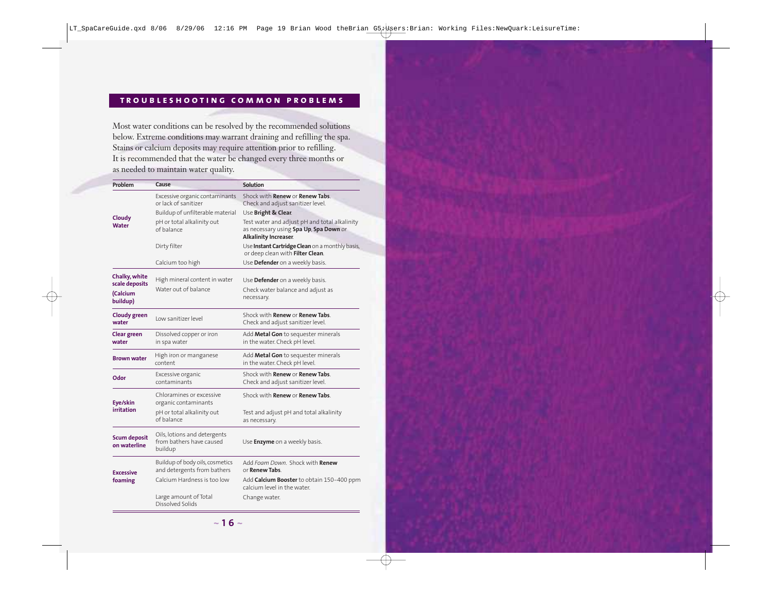## TROUBLESHOOTING COMMON PROBLEMS

Most water conditions can be resolved by the recommended solutions below. Extreme conditions may warrant draining and refilling the spa. Stains or calcium deposits may require attention prior to refilling. It is recommended that the water be changed every three months or as needed to maintain water quality.

| Problem | Cause | Solution |
|---|---|---|
| **Cloudy Water** | Excessive organic contaminants or lack of sanitizer | Shock with **Renew** or **Renew Tabs**. Check and adjust sanitizer level. |
| | Buildup of unfilterable material | Use **Bright & Clear**. |
| | pH or total alkalinity out of balance | Test water and adjust pH and total alkalinity as necessary using **Spa Up**, **Spa Down** *or* **Alkalinity Increaser**. |
| | Dirty filter | Use **Instant Cartridge Clean** on a monthly basis, or deep clean with **Filter Clean**. |
| | Calcium too high | Use **Defender** on a weekly basis. |
| **Chalky, white scale deposits (Calcium buildup)** | High mineral content in water | Use **Defender** on a weekly basis. |
| | Water out of balance | Check water balance and adjust as necessary. |
| **Cloudy green water** | Low sanitizer level | Shock with **Renew** or **Renew Tabs**. Check and adjust sanitizer level. |
| **Clear green water** | Dissolved copper or iron in spa water | Add **Metal Gon** to sequester minerals in the water. Check pH level. |
| **Brown water** | High iron or manganese content | Add **Metal Gon** to sequester minerals in the water. Check pH level. |
| **Odor** | Excessive organic contaminants | Shock with **Renew** or **Renew Tabs**. Check and adjust sanitizer level. |
| **Eye/skin irritation** | Chloramines or excessive organic contaminants | Shock with **Renew** or **Renew Tabs**. |
| | pH or total alkalinity out of balance | Test and adjust pH and total alkalinity as necessary. |
| **Scum deposit on waterline** | Oils, lotions and detergents from bathers have caused buildup | Use **Enzyme** on a weekly basis. |
| **Excessive foaming** | Buildup of body oils, cosmetics and detergents from bathers | Add *Foam Down*. Shock with **Renew** or **Renew Tabs**. |
| | Calcium Hardness is too low | Add **Calcium Booster** to obtain 150–400 ppm calcium level in the water. |
| | Large amount of Total Dissolved Solids | Change water. |